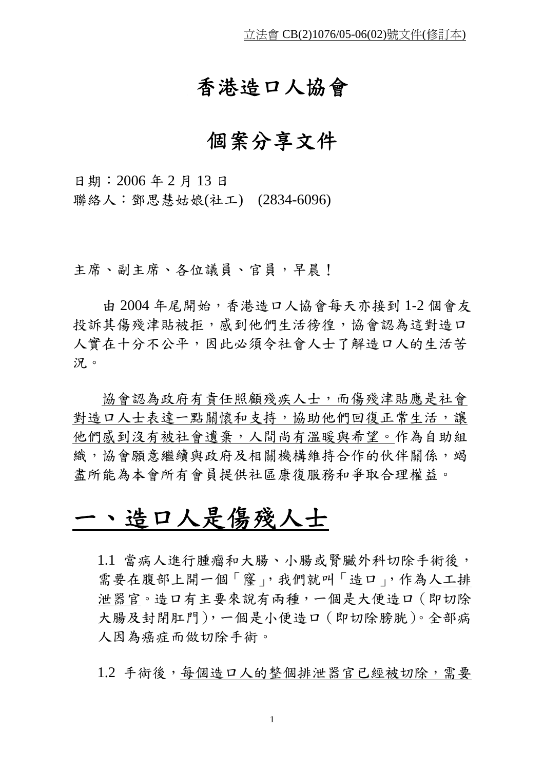立法會 CB(2)1076/05-06(02)號文件(修訂本)

# 香港造口人協會

# 個案分享文件

日期：2006 年 2 月 13 日
聯絡人：鄧思慧姑娘(社工) (2834-6096)

主席、副主席、各位議員、官員，早晨！

由 2004 年尾開始，香港造口人協會每天亦接到 1-2 個會友投訴其傷殘津貼被拒，感到他們生活徬徨，協會認為這對造口人實在十分不公平，因此必須令社會人士了解造口人的生活苦況。

協會認為政府有責任照顧殘疾人士，而傷殘津貼應是社會對造口人士表達一點關懷和支持，協助他們回復正常生活，讓他們感到沒有被社會遺棄，人間尚有溫暖與希望。作為自助組織，協會願意繼續與政府及相關機構維持合作的伙伴關係，竭盡所能為本會所有會員提供社區康復服務和爭取合理權益。

## 一、造口人是傷殘人士

1.1 當病人進行腫瘤和大腸、小腸或腎臟外科切除手術後，需要在腹部上開一個「窿」，我們就叫「造口」，作為人工排泄器官。造口有主要來說有兩種，一個是大便造口（即切除大腸及封閉肛門），一個是小便造口（即切除膀胱）。全部病人因為癌症而做切除手術。

1.2 手術後，每個造口人的整個排泄器官已經被切除，需要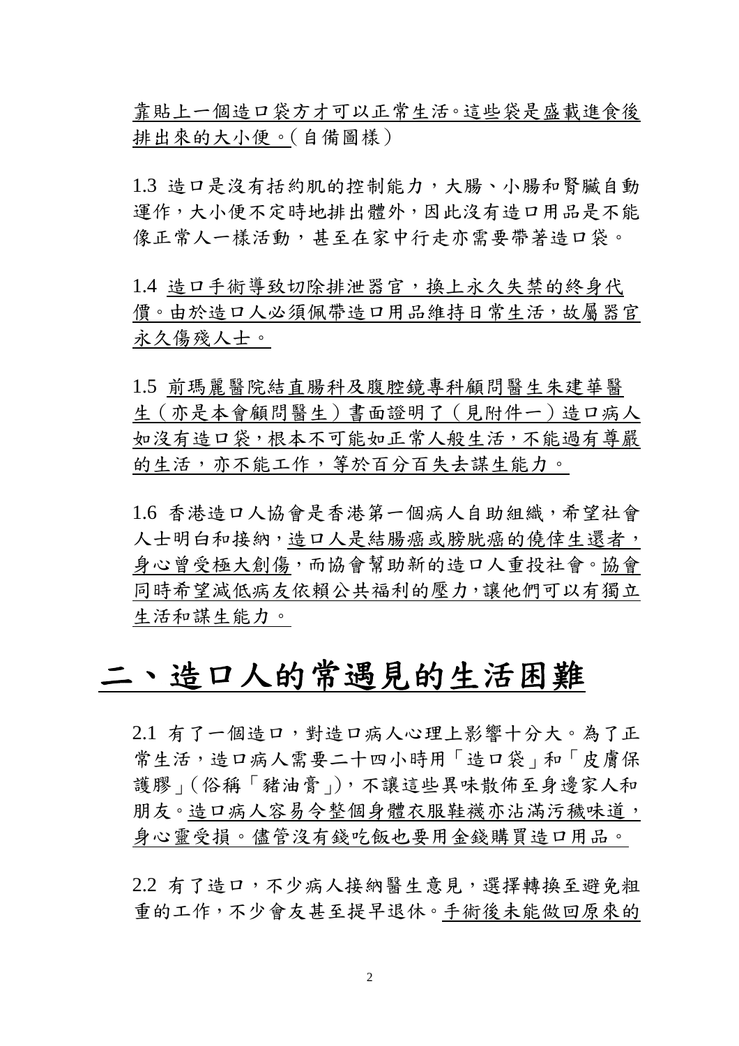靠貼上一個造口袋方才可以正常生活。這些袋是盛載進食後排出來的大小便。(自備圖樣)

1.3 造口是沒有括約肌的控制能力，大腸、小腸和腎臟自動運作，大小便不定時地排出體外，因此沒有造口用品是不能像正常人一樣活動，甚至在家中行走亦需要帶著造口袋。

1.4 造口手術導致切除排泄器官，換上永久失禁的終身代價。由於造口人必須佩帶造口用品維持日常生活，故屬器官永久傷殘人士。

1.5 前瑪麗醫院結直腸科及腹腔鏡專科顧問醫生朱建華醫生（亦是本會顧問醫生）書面證明了（見附件一）造口病人如沒有造口袋，根本不可能如正常人般生活，不能過有尊嚴的生活，亦不能工作，等於百分百失去謀生能力。

1.6 香港造口人協會是香港第一個病人自助組織，希望社會人士明白和接納，造口人是結腸癌或膀胱癌的僥倖生還者，身心曾受極大創傷，而協會幫助新的造口人重投社會。協會同時希望減低病友依賴公共福利的壓力，讓他們可以有獨立生活和謀生能力。

## 二、造口人的常遇見的生活困難

2.1 有了一個造口，對造口病人心理上影響十分大。為了正常生活，造口病人需要二十四小時用「造口袋」和「皮膚保護膠」(俗稱「豬油膏」)，不讓這些異味散佈至身邊家人和朋友。造口病人容易令整個身體衣服鞋襪亦沾滿污穢味道，身心靈受損。儘管沒有錢吃飯也要用金錢購買造口用品。

2.2 有了造口，不少病人接納醫生意見，選擇轉換至避免粗重的工作，不少會友甚至提早退休。手術後未能做回原來的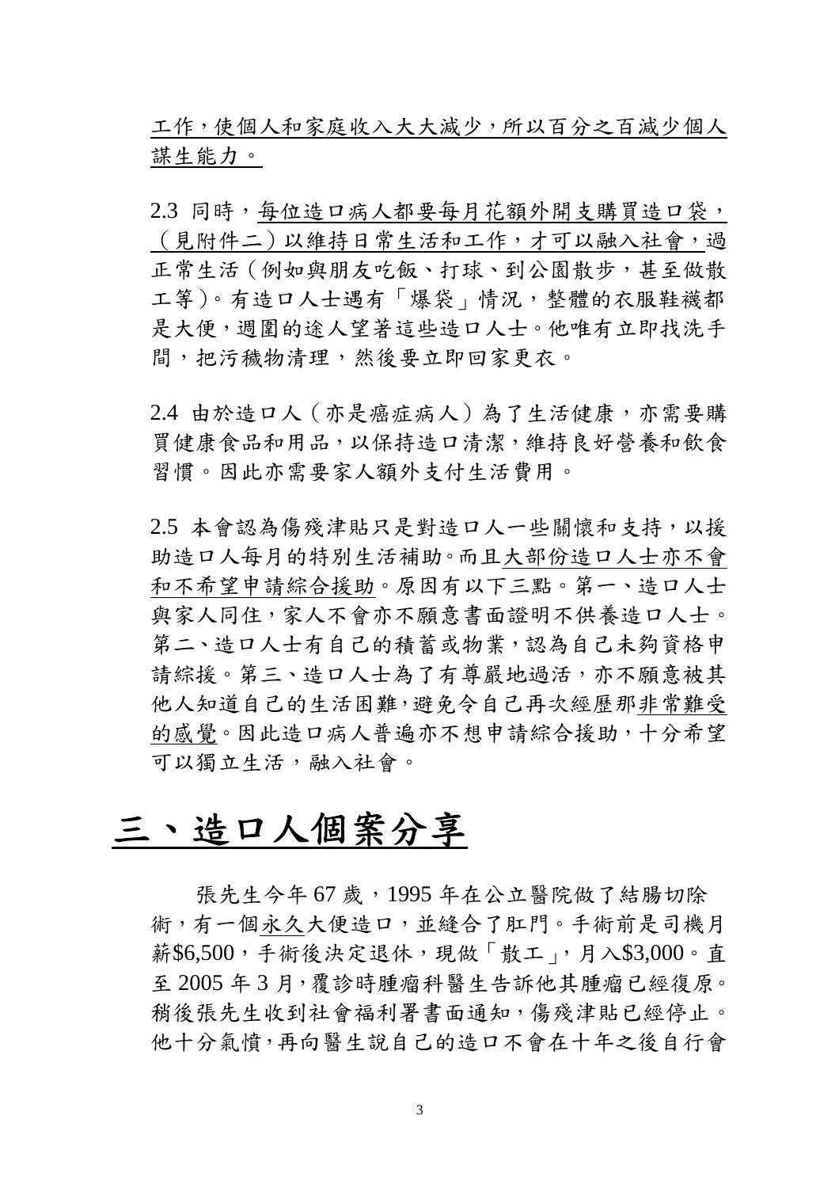工作，使個人和家庭收入大大減少，所以百分之百減少個人謀生能力。

2.3 同時，每位造口病人都要每月花額外開支購買造口袋，（見附件二）以維持日常生活和工作，才可以融入社會，過正常生活（例如與朋友吃飯、打球、到公園散步，甚至做散工等）。有造口人士遇有「爆袋」情況，整體的衣服鞋襪都是大便，週圍的途人望著這些造口人士。他唯有立即找洗手間，把污穢物清理，然後要立即回家更衣。

2.4 由於造口人（亦是癌症病人）為了生活健康，亦需要購買健康食品和用品，以保持造口清潔，維持良好營養和飲食習慣。因此亦需要家人額外支付生活費用。

2.5 本會認為傷殘津貼只是對造口人一些關懷和支持，以援助造口人每月的特別生活補助。而且大部份造口人士亦不會和不希望申請綜合援助。原因有以下三點。第一、造口人士與家人同住，家人不會亦不願意書面證明不供養造口人士。第二、造口人士有自己的積蓄或物業，認為自己未夠資格申請綜援。第三、造口人士為了有尊嚴地過活，亦不願意被其他人知道自己的生活困難，避免令自己再次經歷那非常難受的感覺。因此造口病人普遍亦不想申請綜合援助，十分希望可以獨立生活，融入社會。

# 三、造口人個案分享

張先生今年 67 歲，1995 年在公立醫院做了結腸切除術，有一個永久大便造口，並縫合了肛門。手術前是司機月薪$6,500，手術後決定退休，現做「散工」，月入$3,000。直至 2005 年 3 月，覆診時腫瘤科醫生告訴他其腫瘤已經復原。稍後張先生收到社會福利署書面通知，傷殘津貼已經停止。他十分氣憤，再向醫生說自己的造口不會在十年之後自行會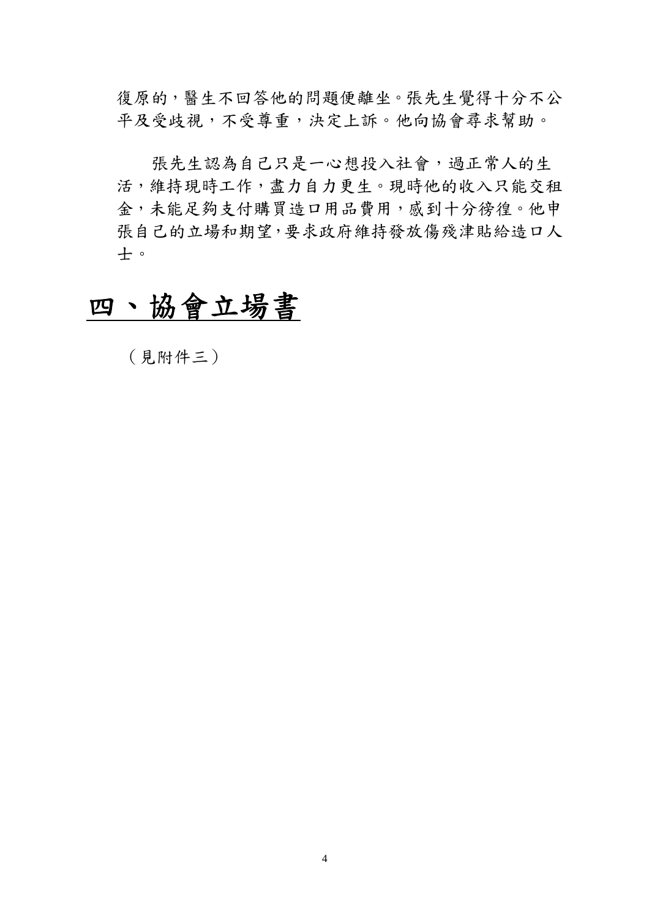復原的，醫生不回答他的問題便離坐。張先生覺得十分不公平及受歧視，不受尊重，決定上訴。他向協會尋求幫助。

張先生認為自己只是一心想投入社會，過正常人的生活，維持現時工作，盡力自力更生。現時他的收入只能交租金，未能足夠支付購買造口用品費用，感到十分徬徨。他申張自己的立場和期望，要求政府維持發放傷殘津貼給造口人士。

# 四、協會立場書

（見附件三）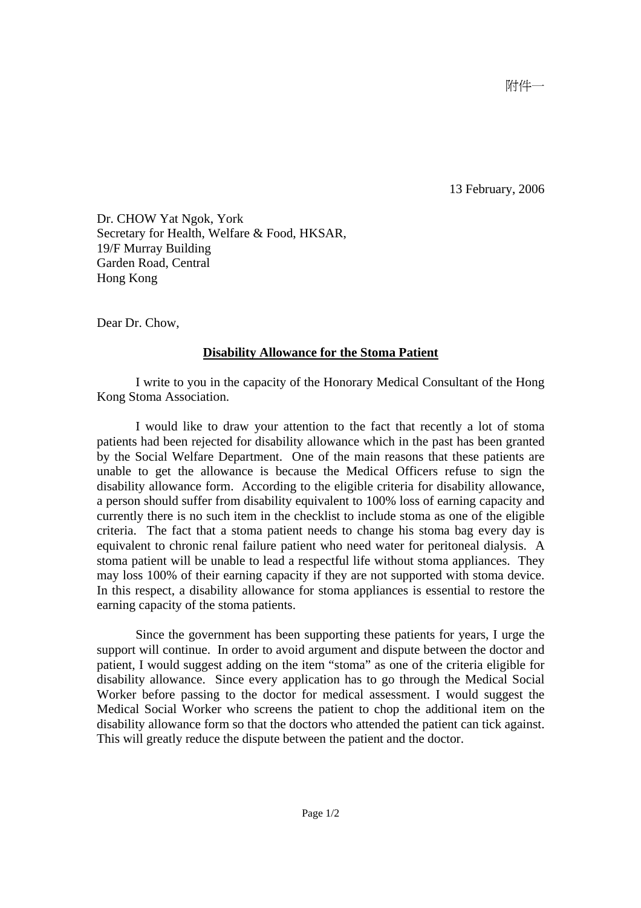附件一

13 February, 2006

Dr. CHOW Yat Ngok, York
Secretary for Health, Welfare & Food, HKSAR,
19/F Murray Building
Garden Road, Central
Hong Kong

Dear Dr. Chow,

**<u>Disability Allowance for the Stoma Patient</u>**

I write to you in the capacity of the Honorary Medical Consultant of the Hong Kong Stoma Association.

I would like to draw your attention to the fact that recently a lot of stoma patients had been rejected for disability allowance which in the past has been granted by the Social Welfare Department. One of the main reasons that these patients are unable to get the allowance is because the Medical Officers refuse to sign the disability allowance form. According to the eligible criteria for disability allowance, a person should suffer from disability equivalent to 100% loss of earning capacity and currently there is no such item in the checklist to include stoma as one of the eligible criteria. The fact that a stoma patient needs to change his stoma bag every day is equivalent to chronic renal failure patient who need water for peritoneal dialysis. A stoma patient will be unable to lead a respectful life without stoma appliances. They may loss 100% of their earning capacity if they are not supported with stoma device. In this respect, a disability allowance for stoma appliances is essential to restore the earning capacity of the stoma patients.

Since the government has been supporting these patients for years, I urge the support will continue. In order to avoid argument and dispute between the doctor and patient, I would suggest adding on the item "stoma" as one of the criteria eligible for disability allowance. Since every application has to go through the Medical Social Worker before passing to the doctor for medical assessment. I would suggest the Medical Social Worker who screens the patient to chop the additional item on the disability allowance form so that the doctors who attended the patient can tick against. This will greatly reduce the dispute between the patient and the doctor.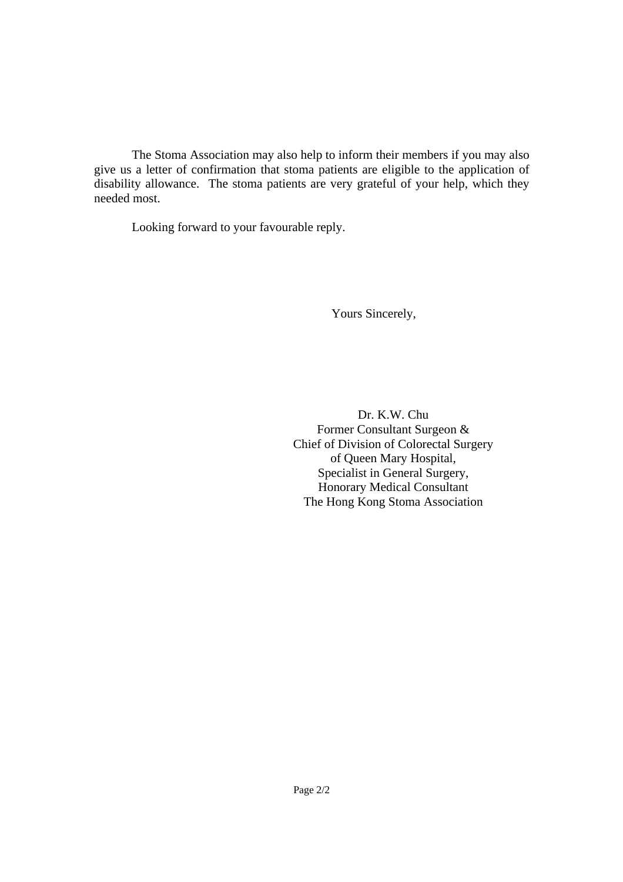The Stoma Association may also help to inform their members if you may also give us a letter of confirmation that stoma patients are eligible to the application of disability allowance. The stoma patients are very grateful of your help, which they needed most.

Looking forward to your favourable reply.

Yours Sincerely,

Dr. K.W. Chu
Former Consultant Surgeon &
Chief of Division of Colorectal Surgery
of Queen Mary Hospital,
Specialist in General Surgery,
Honorary Medical Consultant
The Hong Kong Stoma Association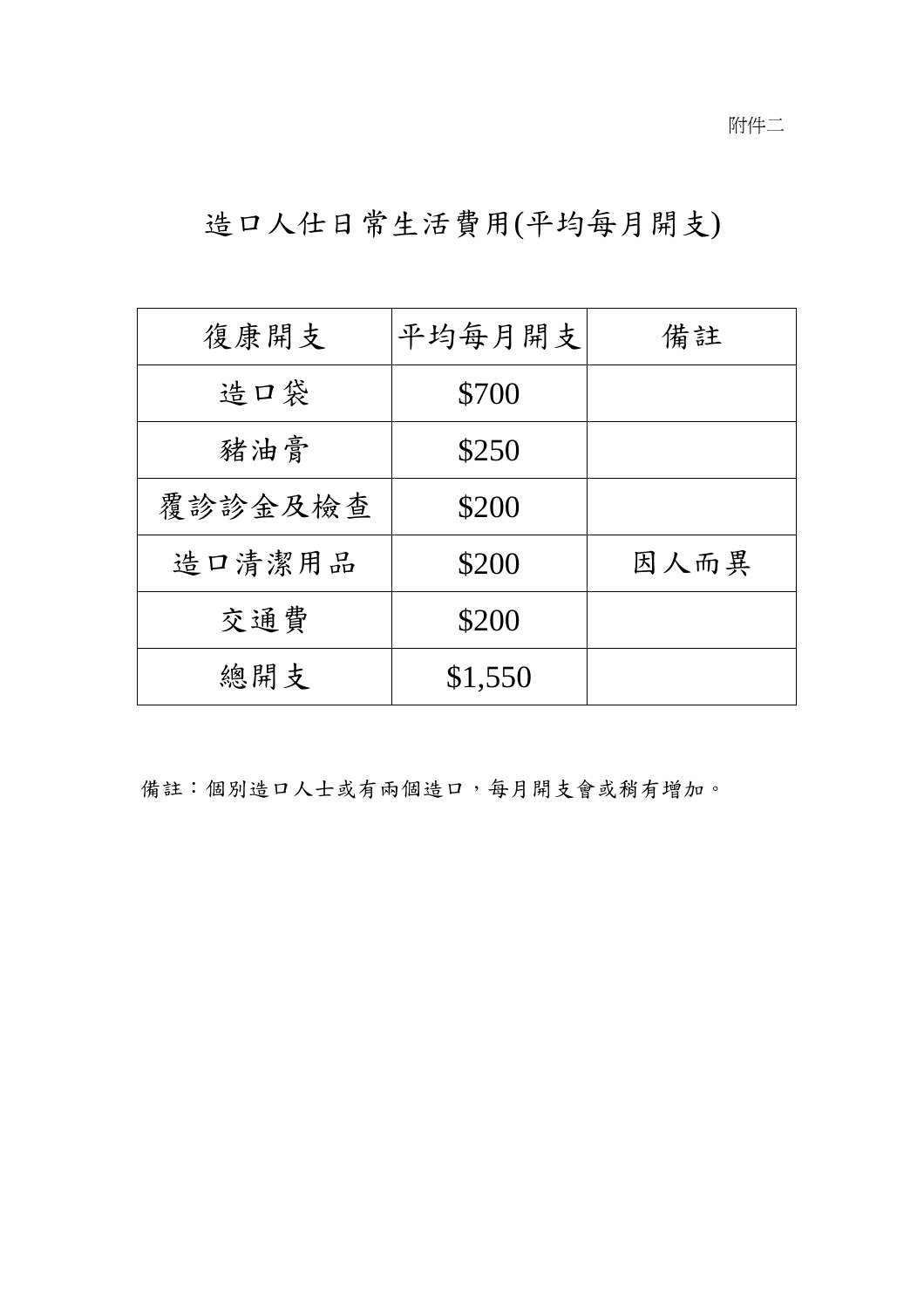附件二

# 造口人仕日常生活費用(平均每月開支)

| 復康開支 | 平均每月開支 | 備註 |
| --- | --- | --- |
| 造口袋 | $700 | |
| 豬油膏 | $250 | |
| 覆診診金及檢查 | $200 | |
| 造口清潔用品 | $200 | 因人而異 |
| 交通費 | $200 | |
| 總開支 | $1,550 | |

備註：個別造口人士或有兩個造口，每月開支會或稍有增加。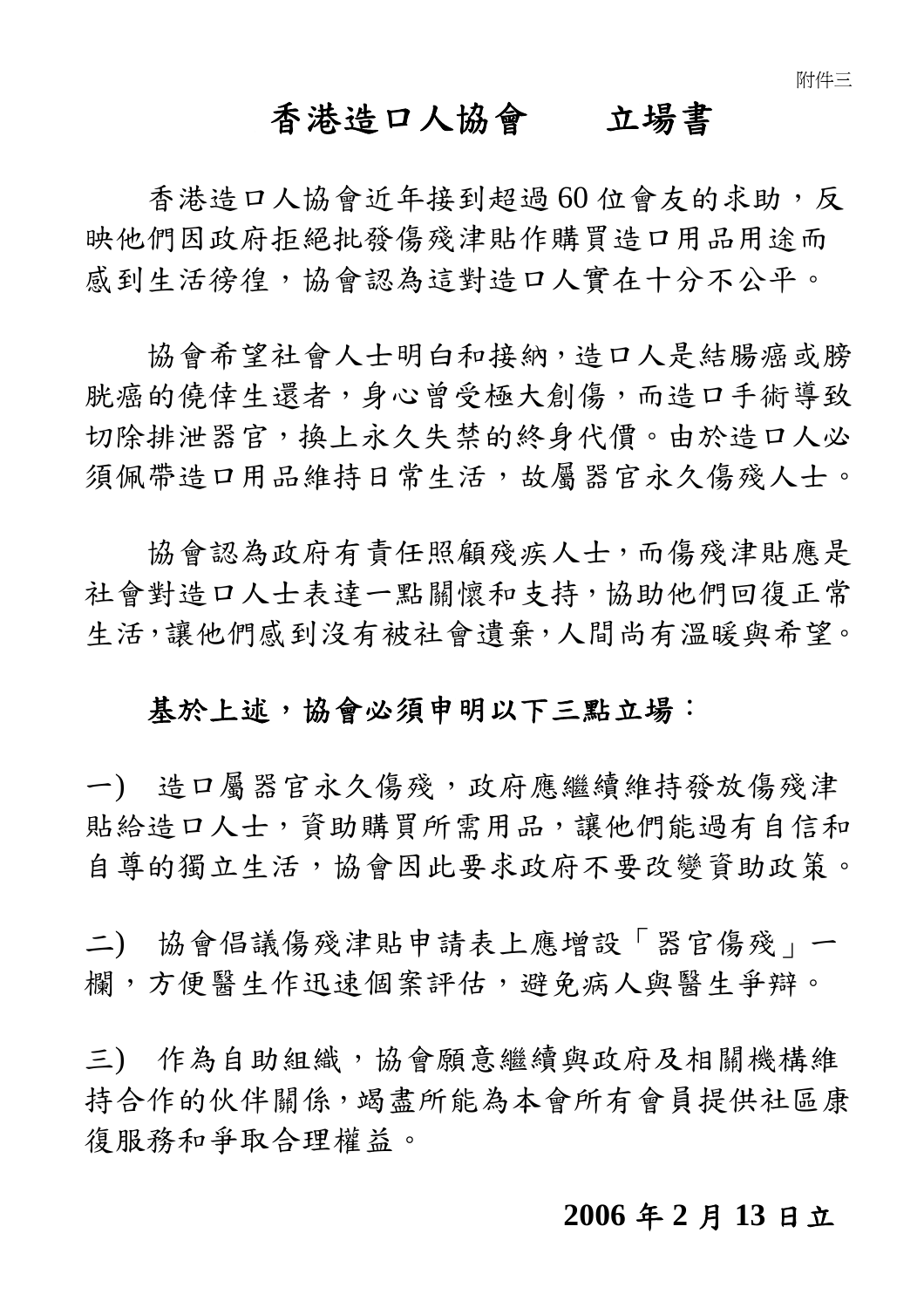附件三

# 香港造口人協會　　立場書

香港造口人協會近年接到超過 60 位會友的求助，反映他們因政府拒絕批發傷殘津貼作購買造口用品用途而感到生活徬徨，協會認為這對造口人實在十分不公平。

協會希望社會人士明白和接納，造口人是結腸癌或膀胱癌的僥倖生還者，身心曾受極大創傷，而造口手術導致切除排泄器官，換上永久失禁的終身代價。由於造口人必須佩帶造口用品維持日常生活，故屬器官永久傷殘人士。

協會認為政府有責任照顧殘疾人士，而傷殘津貼應是社會對造口人士表達一點關懷和支持，協助他們回復正常生活，讓他們感到沒有被社會遺棄，人間尚有溫暖與希望。

**基於上述，協會必須申明以下三點立場：**

一) 造口屬器官永久傷殘，政府應繼續維持發放傷殘津貼給造口人士，資助購買所需用品，讓他們能過有自信和自尊的獨立生活，協會因此要求政府不要改變資助政策。

二) 協會倡議傷殘津貼申請表上應增設「器官傷殘」一欄，方便醫生作迅速個案評估，避免病人與醫生爭辯。

三) 作為自助組織，協會願意繼續與政府及相關機構維持合作的伙伴關係，竭盡所能為本會所有會員提供社區康復服務和爭取合理權益。

**2006 年 2 月 13 日立**